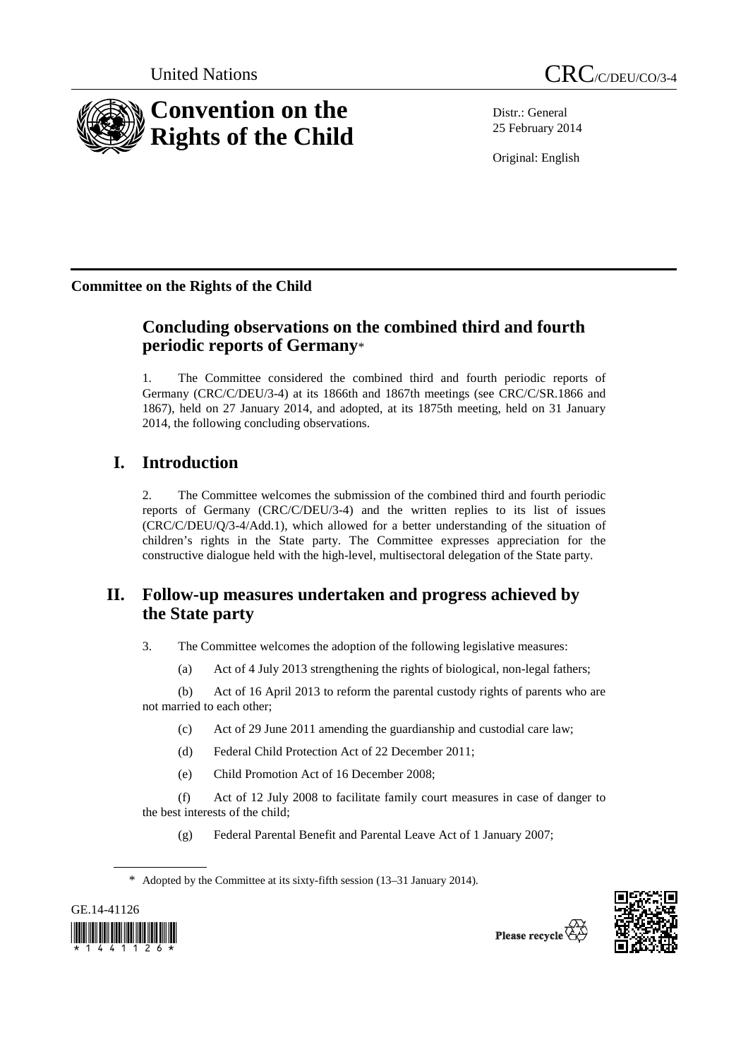United Nations CRC/C/DEU/CO/3-4

# Convention on the Rights of the Child

Distr.: General
25 February 2014

Original: English

**Committee on the Rights of the Child**

## Concluding observations on the combined third and fourth periodic reports of Germany*

1. The Committee considered the combined third and fourth periodic reports of Germany (CRC/C/DEU/3-4) at its 1866th and 1867th meetings (see CRC/C/SR.1866 and 1867), held on 27 January 2014, and adopted, at its 1875th meeting, held on 31 January 2014, the following concluding observations.

## I. Introduction

2. The Committee welcomes the submission of the combined third and fourth periodic reports of Germany (CRC/C/DEU/3-4) and the written replies to its list of issues (CRC/C/DEU/Q/3-4/Add.1), which allowed for a better understanding of the situation of children's rights in the State party. The Committee expresses appreciation for the constructive dialogue held with the high-level, multisectoral delegation of the State party.

## II. Follow-up measures undertaken and progress achieved by the State party

3. The Committee welcomes the adoption of the following legislative measures:

(a) Act of 4 July 2013 strengthening the rights of biological, non-legal fathers;

(b) Act of 16 April 2013 to reform the parental custody rights of parents who are not married to each other;

(c) Act of 29 June 2011 amending the guardianship and custodial care law;

(d) Federal Child Protection Act of 22 December 2011;

(e) Child Promotion Act of 16 December 2008;

(f) Act of 12 July 2008 to facilitate family court measures in case of danger to the best interests of the child;

(g) Federal Parental Benefit and Parental Leave Act of 1 January 2007;

* Adopted by the Committee at its sixty-fifth session (13–31 January 2014).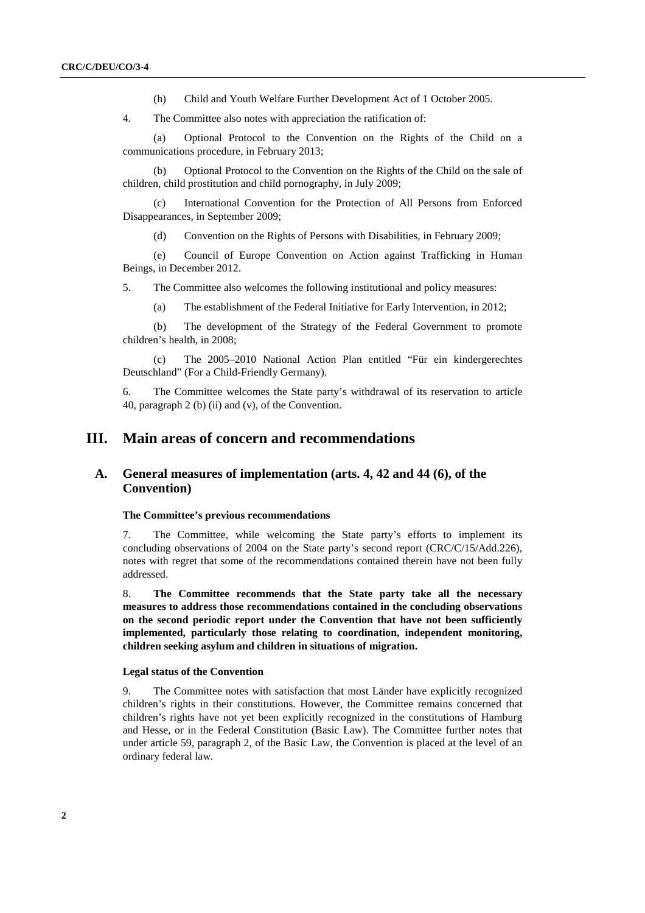(h) Child and Youth Welfare Further Development Act of 1 October 2005.

4. The Committee also notes with appreciation the ratification of:

(a) Optional Protocol to the Convention on the Rights of the Child on a communications procedure, in February 2013;

(b) Optional Protocol to the Convention on the Rights of the Child on the sale of children, child prostitution and child pornography, in July 2009;

(c) International Convention for the Protection of All Persons from Enforced Disappearances, in September 2009;

(d) Convention on the Rights of Persons with Disabilities, in February 2009;

(e) Council of Europe Convention on Action against Trafficking in Human Beings, in December 2012.

5. The Committee also welcomes the following institutional and policy measures:

(a) The establishment of the Federal Initiative for Early Intervention, in 2012;

(b) The development of the Strategy of the Federal Government to promote children's health, in 2008;

(c) The 2005–2010 National Action Plan entitled "Für ein kindergerechtes Deutschland" (For a Child-Friendly Germany).

6. The Committee welcomes the State party's withdrawal of its reservation to article 40, paragraph 2 (b) (ii) and (v), of the Convention.

# III. Main areas of concern and recommendations

## A. General measures of implementation (arts. 4, 42 and 44 (6), of the Convention)

### The Committee's previous recommendations

7. The Committee, while welcoming the State party's efforts to implement its concluding observations of 2004 on the State party's second report (CRC/C/15/Add.226), notes with regret that some of the recommendations contained therein have not been fully addressed.

8. **The Committee recommends that the State party take all the necessary measures to address those recommendations contained in the concluding observations on the second periodic report under the Convention that have not been sufficiently implemented, particularly those relating to coordination, independent monitoring, children seeking asylum and children in situations of migration.**

### Legal status of the Convention

9. The Committee notes with satisfaction that most Länder have explicitly recognized children's rights in their constitutions. However, the Committee remains concerned that children's rights have not yet been explicitly recognized in the constitutions of Hamburg and Hesse, or in the Federal Constitution (Basic Law). The Committee further notes that under article 59, paragraph 2, of the Basic Law, the Convention is placed at the level of an ordinary federal law.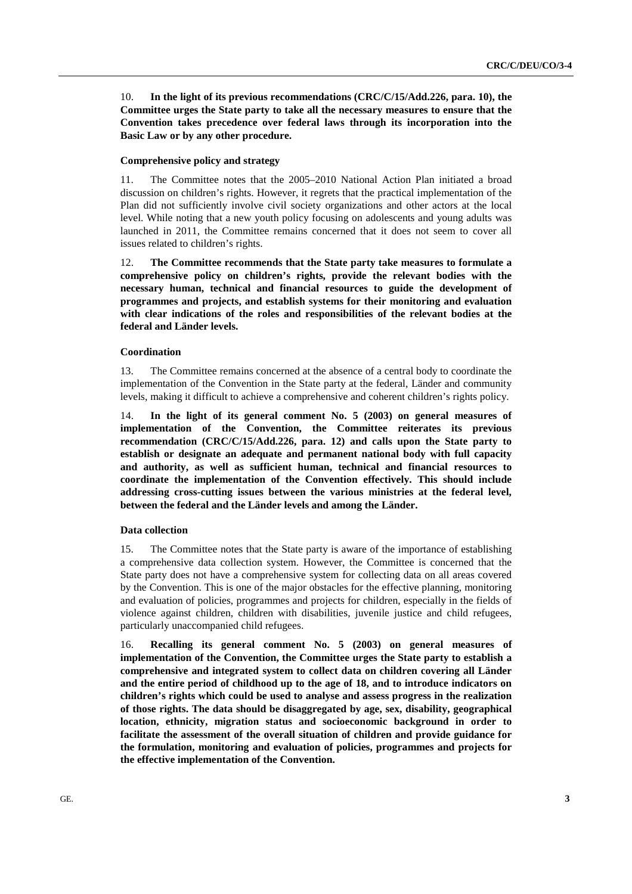10. **In the light of its previous recommendations (CRC/C/15/Add.226, para. 10), the Committee urges the State party to take all the necessary measures to ensure that the Convention takes precedence over federal laws through its incorporation into the Basic Law or by any other procedure.**

### Comprehensive policy and strategy

11. The Committee notes that the 2005–2010 National Action Plan initiated a broad discussion on children's rights. However, it regrets that the practical implementation of the Plan did not sufficiently involve civil society organizations and other actors at the local level. While noting that a new youth policy focusing on adolescents and young adults was launched in 2011, the Committee remains concerned that it does not seem to cover all issues related to children's rights.

12. **The Committee recommends that the State party take measures to formulate a comprehensive policy on children's rights, provide the relevant bodies with the necessary human, technical and financial resources to guide the development of programmes and projects, and establish systems for their monitoring and evaluation with clear indications of the roles and responsibilities of the relevant bodies at the federal and Länder levels.**

### Coordination

13. The Committee remains concerned at the absence of a central body to coordinate the implementation of the Convention in the State party at the federal, Länder and community levels, making it difficult to achieve a comprehensive and coherent children's rights policy.

14. **In the light of its general comment No. 5 (2003) on general measures of implementation of the Convention, the Committee reiterates its previous recommendation (CRC/C/15/Add.226, para. 12) and calls upon the State party to establish or designate an adequate and permanent national body with full capacity and authority, as well as sufficient human, technical and financial resources to coordinate the implementation of the Convention effectively. This should include addressing cross-cutting issues between the various ministries at the federal level, between the federal and the Länder levels and among the Länder.**

### Data collection

15. The Committee notes that the State party is aware of the importance of establishing a comprehensive data collection system. However, the Committee is concerned that the State party does not have a comprehensive system for collecting data on all areas covered by the Convention. This is one of the major obstacles for the effective planning, monitoring and evaluation of policies, programmes and projects for children, especially in the fields of violence against children, children with disabilities, juvenile justice and child refugees, particularly unaccompanied child refugees.

16. **Recalling its general comment No. 5 (2003) on general measures of implementation of the Convention, the Committee urges the State party to establish a comprehensive and integrated system to collect data on children covering all Länder and the entire period of childhood up to the age of 18, and to introduce indicators on children's rights which could be used to analyse and assess progress in the realization of those rights. The data should be disaggregated by age, sex, disability, geographical location, ethnicity, migration status and socioeconomic background in order to facilitate the assessment of the overall situation of children and provide guidance for the formulation, monitoring and evaluation of policies, programmes and projects for the effective implementation of the Convention.**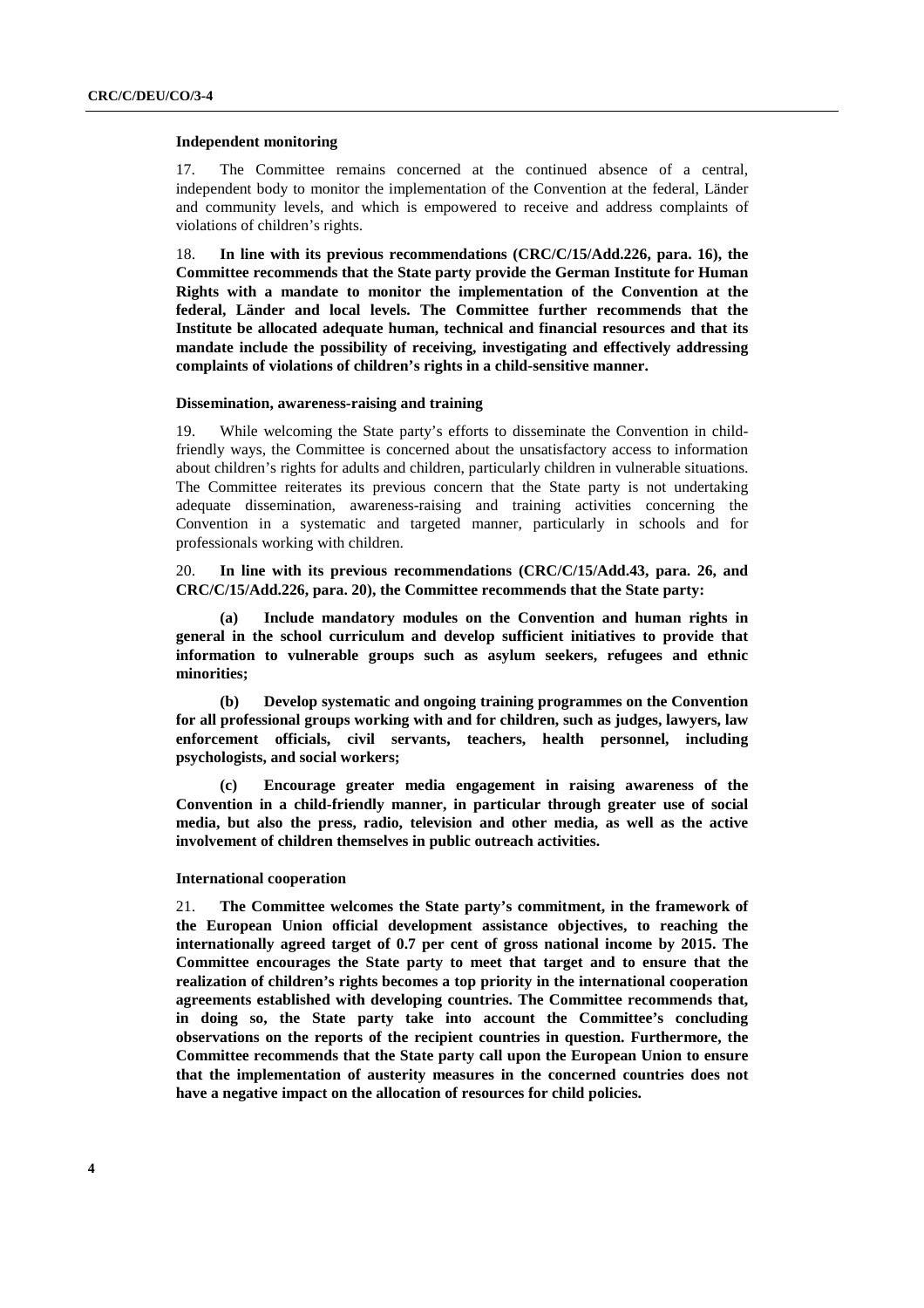### Independent monitoring

17. The Committee remains concerned at the continued absence of a central, independent body to monitor the implementation of the Convention at the federal, Länder and community levels, and which is empowered to receive and address complaints of violations of children's rights.

18. **In line with its previous recommendations (CRC/C/15/Add.226, para. 16), the Committee recommends that the State party provide the German Institute for Human Rights with a mandate to monitor the implementation of the Convention at the federal, Länder and local levels. The Committee further recommends that the Institute be allocated adequate human, technical and financial resources and that its mandate include the possibility of receiving, investigating and effectively addressing complaints of violations of children's rights in a child-sensitive manner.**

### Dissemination, awareness-raising and training

19. While welcoming the State party's efforts to disseminate the Convention in child-friendly ways, the Committee is concerned about the unsatisfactory access to information about children's rights for adults and children, particularly children in vulnerable situations. The Committee reiterates its previous concern that the State party is not undertaking adequate dissemination, awareness-raising and training activities concerning the Convention in a systematic and targeted manner, particularly in schools and for professionals working with children.

20. **In line with its previous recommendations (CRC/C/15/Add.43, para. 26, and CRC/C/15/Add.226, para. 20), the Committee recommends that the State party:**

**(a) Include mandatory modules on the Convention and human rights in general in the school curriculum and develop sufficient initiatives to provide that information to vulnerable groups such as asylum seekers, refugees and ethnic minorities;**

**(b) Develop systematic and ongoing training programmes on the Convention for all professional groups working with and for children, such as judges, lawyers, law enforcement officials, civil servants, teachers, health personnel, including psychologists, and social workers;**

**(c) Encourage greater media engagement in raising awareness of the Convention in a child-friendly manner, in particular through greater use of social media, but also the press, radio, television and other media, as well as the active involvement of children themselves in public outreach activities.**

### International cooperation

21. **The Committee welcomes the State party's commitment, in the framework of the European Union official development assistance objectives, to reaching the internationally agreed target of 0.7 per cent of gross national income by 2015. The Committee encourages the State party to meet that target and to ensure that the realization of children's rights becomes a top priority in the international cooperation agreements established with developing countries. The Committee recommends that, in doing so, the State party take into account the Committee's concluding observations on the reports of the recipient countries in question. Furthermore, the Committee recommends that the State party call upon the European Union to ensure that the implementation of austerity measures in the concerned countries does not have a negative impact on the allocation of resources for child policies.**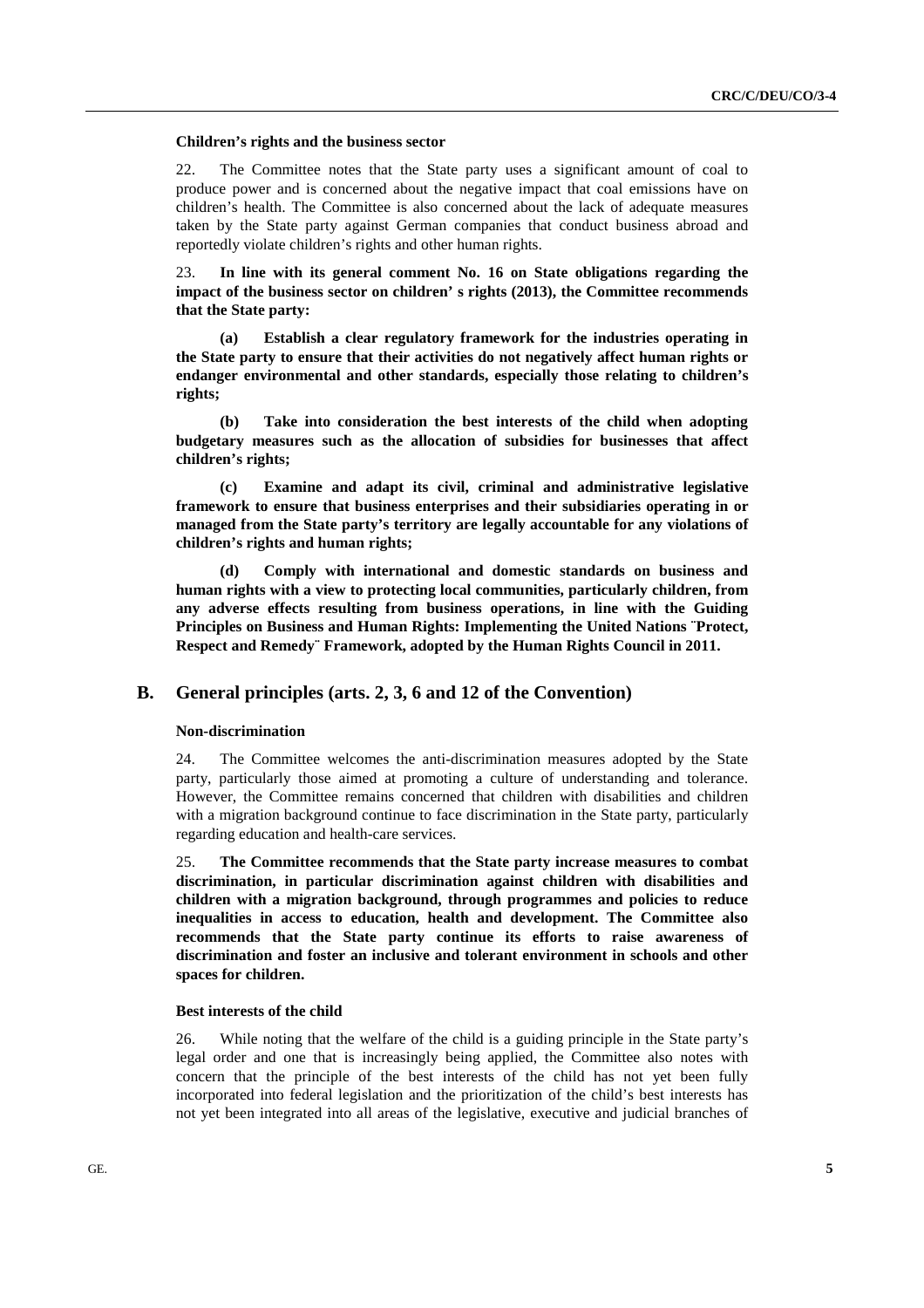#### Children's rights and the business sector

22. The Committee notes that the State party uses a significant amount of coal to produce power and is concerned about the negative impact that coal emissions have on children's health. The Committee is also concerned about the lack of adequate measures taken by the State party against German companies that conduct business abroad and reportedly violate children's rights and other human rights.

23. **In line with its general comment No. 16 on State obligations regarding the impact of the business sector on children' s rights (2013), the Committee recommends that the State party:**

**(a) Establish a clear regulatory framework for the industries operating in the State party to ensure that their activities do not negatively affect human rights or endanger environmental and other standards, especially those relating to children's rights;**

**(b) Take into consideration the best interests of the child when adopting budgetary measures such as the allocation of subsidies for businesses that affect children's rights;**

**(c) Examine and adapt its civil, criminal and administrative legislative framework to ensure that business enterprises and their subsidiaries operating in or managed from the State party's territory are legally accountable for any violations of children's rights and human rights;**

**(d) Comply with international and domestic standards on business and human rights with a view to protecting local communities, particularly children, from any adverse effects resulting from business operations, in line with the Guiding Principles on Business and Human Rights: Implementing the United Nations ¨Protect, Respect and Remedy¨ Framework, adopted by the Human Rights Council in 2011.**

## B. General principles (arts. 2, 3, 6 and 12 of the Convention)

#### Non-discrimination

24. The Committee welcomes the anti-discrimination measures adopted by the State party, particularly those aimed at promoting a culture of understanding and tolerance. However, the Committee remains concerned that children with disabilities and children with a migration background continue to face discrimination in the State party, particularly regarding education and health-care services.

25. **The Committee recommends that the State party increase measures to combat discrimination, in particular discrimination against children with disabilities and children with a migration background, through programmes and policies to reduce inequalities in access to education, health and development. The Committee also recommends that the State party continue its efforts to raise awareness of discrimination and foster an inclusive and tolerant environment in schools and other spaces for children.**

#### Best interests of the child

26. While noting that the welfare of the child is a guiding principle in the State party's legal order and one that is increasingly being applied, the Committee also notes with concern that the principle of the best interests of the child has not yet been fully incorporated into federal legislation and the prioritization of the child's best interests has not yet been integrated into all areas of the legislative, executive and judicial branches of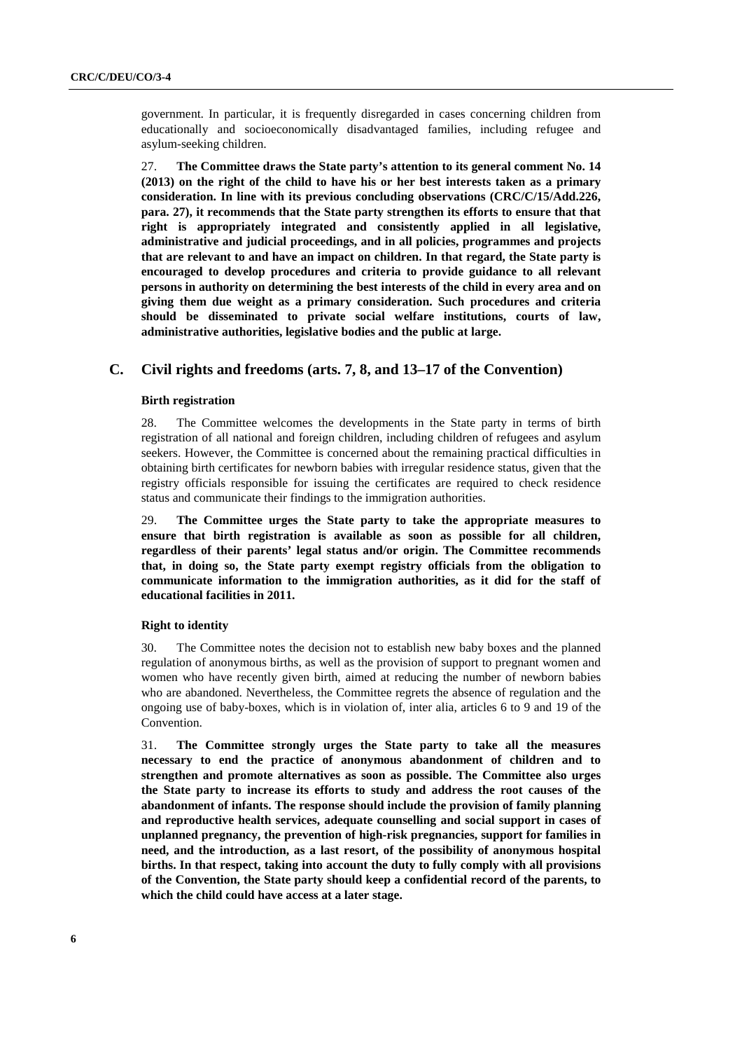government. In particular, it is frequently disregarded in cases concerning children from educationally and socioeconomically disadvantaged families, including refugee and asylum-seeking children.

27. **The Committee draws the State party's attention to its general comment No. 14 (2013) on the right of the child to have his or her best interests taken as a primary consideration. In line with its previous concluding observations (CRC/C/15/Add.226, para. 27), it recommends that the State party strengthen its efforts to ensure that that right is appropriately integrated and consistently applied in all legislative, administrative and judicial proceedings, and in all policies, programmes and projects that are relevant to and have an impact on children. In that regard, the State party is encouraged to develop procedures and criteria to provide guidance to all relevant persons in authority on determining the best interests of the child in every area and on giving them due weight as a primary consideration. Such procedures and criteria should be disseminated to private social welfare institutions, courts of law, administrative authorities, legislative bodies and the public at large.**

## C. Civil rights and freedoms (arts. 7, 8, and 13–17 of the Convention)

### Birth registration

28. The Committee welcomes the developments in the State party in terms of birth registration of all national and foreign children, including children of refugees and asylum seekers. However, the Committee is concerned about the remaining practical difficulties in obtaining birth certificates for newborn babies with irregular residence status, given that the registry officials responsible for issuing the certificates are required to check residence status and communicate their findings to the immigration authorities.

29. **The Committee urges the State party to take the appropriate measures to ensure that birth registration is available as soon as possible for all children, regardless of their parents' legal status and/or origin. The Committee recommends that, in doing so, the State party exempt registry officials from the obligation to communicate information to the immigration authorities, as it did for the staff of educational facilities in 2011.**

### Right to identity

30. The Committee notes the decision not to establish new baby boxes and the planned regulation of anonymous births, as well as the provision of support to pregnant women and women who have recently given birth, aimed at reducing the number of newborn babies who are abandoned. Nevertheless, the Committee regrets the absence of regulation and the ongoing use of baby-boxes, which is in violation of, inter alia, articles 6 to 9 and 19 of the Convention.

31. **The Committee strongly urges the State party to take all the measures necessary to end the practice of anonymous abandonment of children and to strengthen and promote alternatives as soon as possible. The Committee also urges the State party to increase its efforts to study and address the root causes of the abandonment of infants. The response should include the provision of family planning and reproductive health services, adequate counselling and social support in cases of unplanned pregnancy, the prevention of high-risk pregnancies, support for families in need, and the introduction, as a last resort, of the possibility of anonymous hospital births. In that respect, taking into account the duty to fully comply with all provisions of the Convention, the State party should keep a confidential record of the parents, to which the child could have access at a later stage.**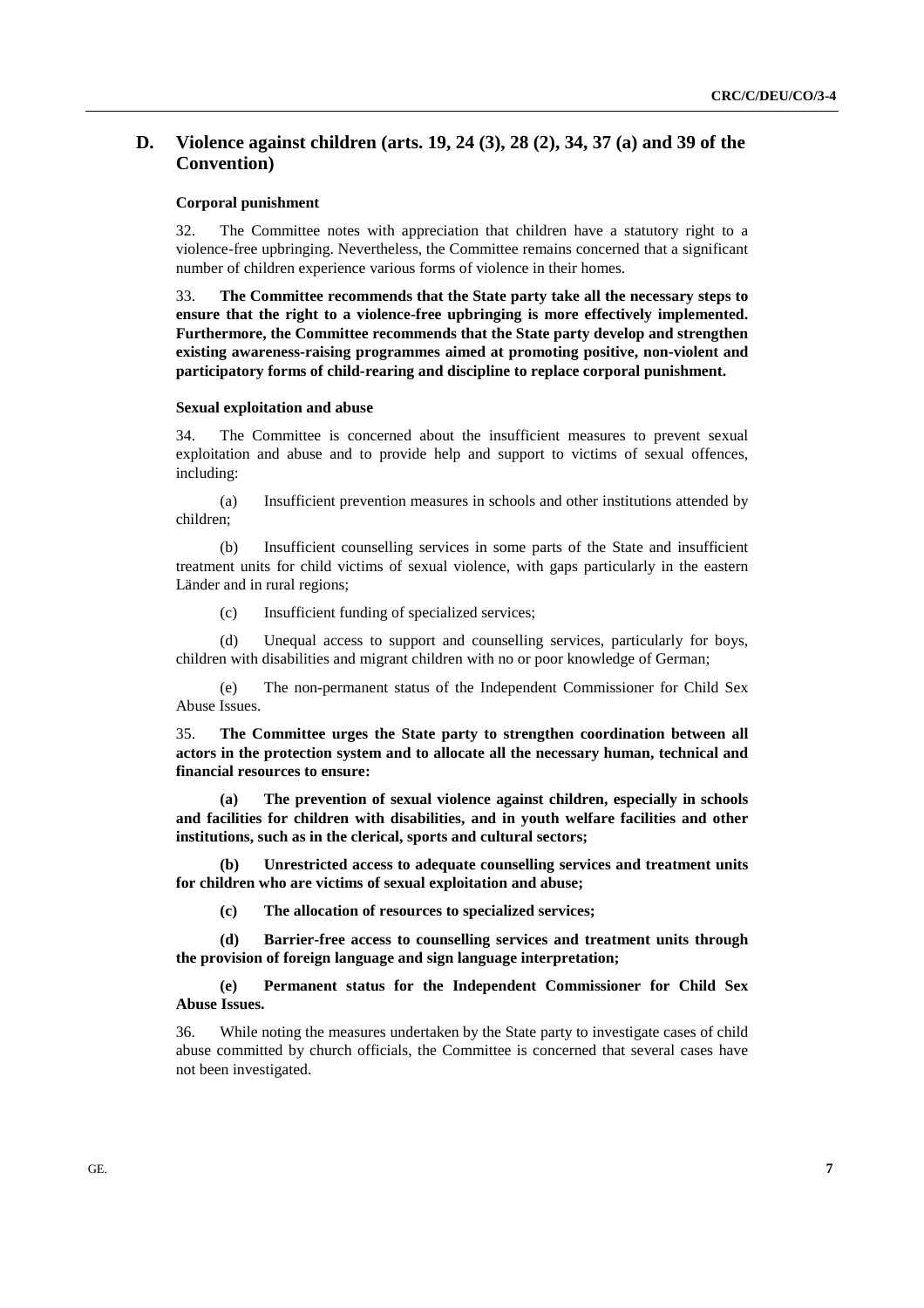## D. Violence against children (arts. 19, 24 (3), 28 (2), 34, 37 (a) and 39 of the Convention)

### Corporal punishment

32. The Committee notes with appreciation that children have a statutory right to a violence-free upbringing. Nevertheless, the Committee remains concerned that a significant number of children experience various forms of violence in their homes.

33. **The Committee recommends that the State party take all the necessary steps to ensure that the right to a violence-free upbringing is more effectively implemented. Furthermore, the Committee recommends that the State party develop and strengthen existing awareness-raising programmes aimed at promoting positive, non-violent and participatory forms of child-rearing and discipline to replace corporal punishment.**

### Sexual exploitation and abuse

34. The Committee is concerned about the insufficient measures to prevent sexual exploitation and abuse and to provide help and support to victims of sexual offences, including:

(a) Insufficient prevention measures in schools and other institutions attended by children;

(b) Insufficient counselling services in some parts of the State and insufficient treatment units for child victims of sexual violence, with gaps particularly in the eastern Länder and in rural regions;

(c) Insufficient funding of specialized services;

(d) Unequal access to support and counselling services, particularly for boys, children with disabilities and migrant children with no or poor knowledge of German;

(e) The non-permanent status of the Independent Commissioner for Child Sex Abuse Issues.

35. **The Committee urges the State party to strengthen coordination between all actors in the protection system and to allocate all the necessary human, technical and financial resources to ensure:**

**(a) The prevention of sexual violence against children, especially in schools and facilities for children with disabilities, and in youth welfare facilities and other institutions, such as in the clerical, sports and cultural sectors;**

**(b) Unrestricted access to adequate counselling services and treatment units for children who are victims of sexual exploitation and abuse;**

**(c) The allocation of resources to specialized services;**

**(d) Barrier-free access to counselling services and treatment units through the provision of foreign language and sign language interpretation;**

**(e) Permanent status for the Independent Commissioner for Child Sex Abuse Issues.**

36. While noting the measures undertaken by the State party to investigate cases of child abuse committed by church officials, the Committee is concerned that several cases have not been investigated.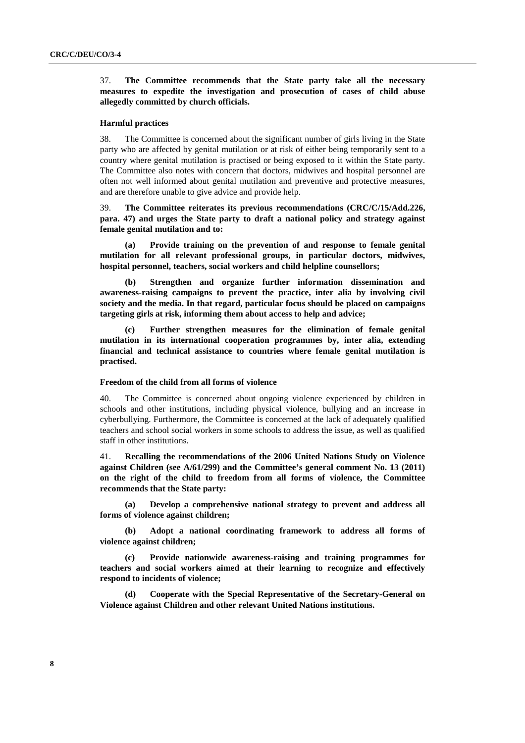37. **The Committee recommends that the State party take all the necessary measures to expedite the investigation and prosecution of cases of child abuse allegedly committed by church officials.**

### Harmful practices

38. The Committee is concerned about the significant number of girls living in the State party who are affected by genital mutilation or at risk of either being temporarily sent to a country where genital mutilation is practised or being exposed to it within the State party. The Committee also notes with concern that doctors, midwives and hospital personnel are often not well informed about genital mutilation and preventive and protective measures, and are therefore unable to give advice and provide help.

39. **The Committee reiterates its previous recommendations (CRC/C/15/Add.226, para. 47) and urges the State party to draft a national policy and strategy against female genital mutilation and to:**

**(a) Provide training on the prevention of and response to female genital mutilation for all relevant professional groups, in particular doctors, midwives, hospital personnel, teachers, social workers and child helpline counsellors;**

**(b) Strengthen and organize further information dissemination and awareness-raising campaigns to prevent the practice, inter alia by involving civil society and the media. In that regard, particular focus should be placed on campaigns targeting girls at risk, informing them about access to help and advice;**

**(c) Further strengthen measures for the elimination of female genital mutilation in its international cooperation programmes by, inter alia, extending financial and technical assistance to countries where female genital mutilation is practised.**

### Freedom of the child from all forms of violence

40. The Committee is concerned about ongoing violence experienced by children in schools and other institutions, including physical violence, bullying and an increase in cyberbullying. Furthermore, the Committee is concerned at the lack of adequately qualified teachers and school social workers in some schools to address the issue, as well as qualified staff in other institutions.

41. **Recalling the recommendations of the 2006 United Nations Study on Violence against Children (see A/61/299) and the Committee's general comment No. 13 (2011) on the right of the child to freedom from all forms of violence, the Committee recommends that the State party:**

**(a) Develop a comprehensive national strategy to prevent and address all forms of violence against children;**

**(b) Adopt a national coordinating framework to address all forms of violence against children;**

**(c) Provide nationwide awareness-raising and training programmes for teachers and social workers aimed at their learning to recognize and effectively respond to incidents of violence;**

**(d) Cooperate with the Special Representative of the Secretary-General on Violence against Children and other relevant United Nations institutions.**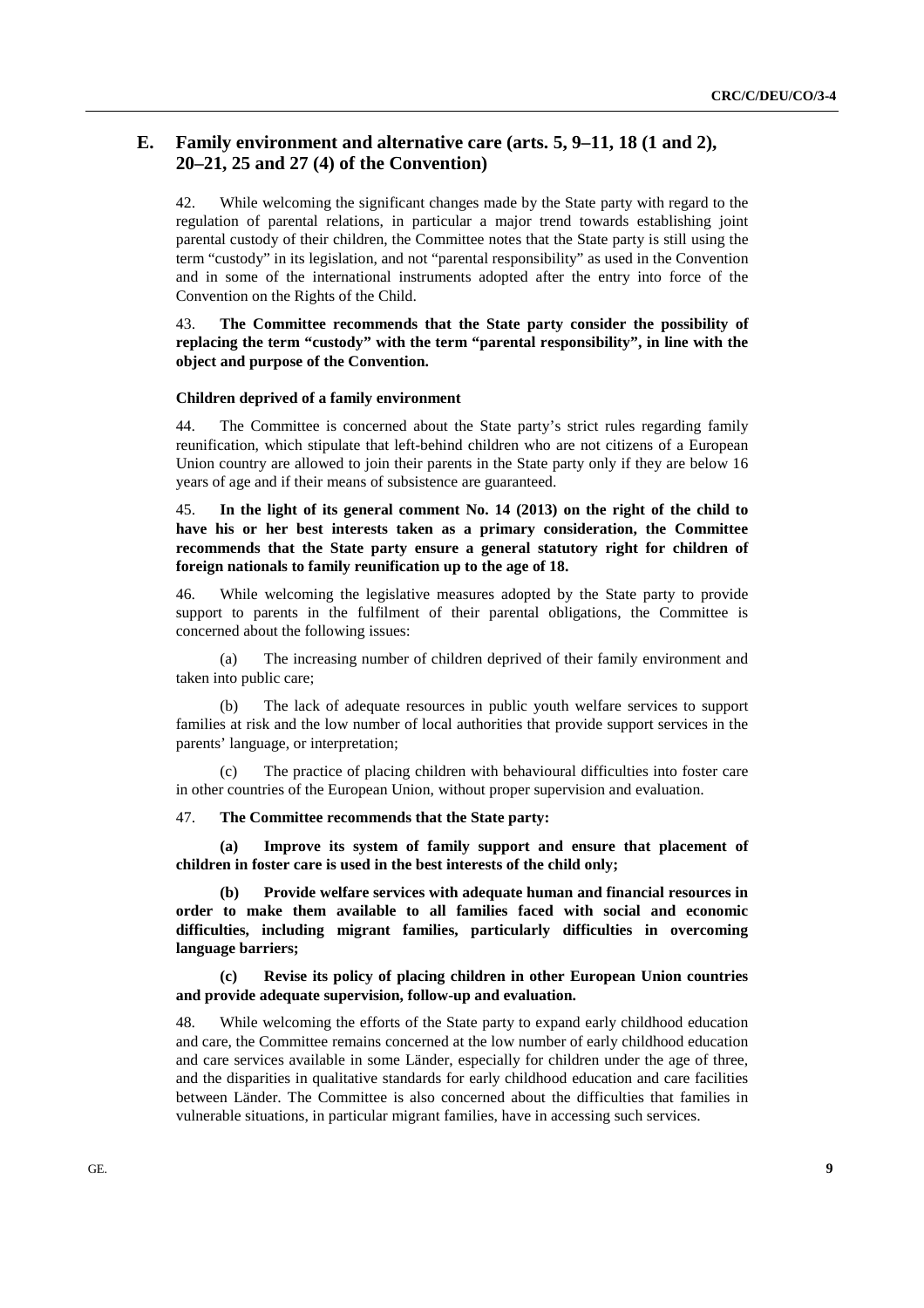## E. Family environment and alternative care (arts. 5, 9–11, 18 (1 and 2), 20–21, 25 and 27 (4) of the Convention)

42. While welcoming the significant changes made by the State party with regard to the regulation of parental relations, in particular a major trend towards establishing joint parental custody of their children, the Committee notes that the State party is still using the term "custody" in its legislation, and not "parental responsibility" as used in the Convention and in some of the international instruments adopted after the entry into force of the Convention on the Rights of the Child.

43. **The Committee recommends that the State party consider the possibility of replacing the term "custody" with the term "parental responsibility", in line with the object and purpose of the Convention.**

#### Children deprived of a family environment

44. The Committee is concerned about the State party's strict rules regarding family reunification, which stipulate that left-behind children who are not citizens of a European Union country are allowed to join their parents in the State party only if they are below 16 years of age and if their means of subsistence are guaranteed.

45. **In the light of its general comment No. 14 (2013) on the right of the child to have his or her best interests taken as a primary consideration, the Committee recommends that the State party ensure a general statutory right for children of foreign nationals to family reunification up to the age of 18.**

46. While welcoming the legislative measures adopted by the State party to provide support to parents in the fulfilment of their parental obligations, the Committee is concerned about the following issues:

(a) The increasing number of children deprived of their family environment and taken into public care;

(b) The lack of adequate resources in public youth welfare services to support families at risk and the low number of local authorities that provide support services in the parents' language, or interpretation;

(c) The practice of placing children with behavioural difficulties into foster care in other countries of the European Union, without proper supervision and evaluation.

47. **The Committee recommends that the State party:**

**(a) Improve its system of family support and ensure that placement of children in foster care is used in the best interests of the child only;**

**(b) Provide welfare services with adequate human and financial resources in order to make them available to all families faced with social and economic difficulties, including migrant families, particularly difficulties in overcoming language barriers;**

**(c) Revise its policy of placing children in other European Union countries and provide adequate supervision, follow-up and evaluation.**

48. While welcoming the efforts of the State party to expand early childhood education and care, the Committee remains concerned at the low number of early childhood education and care services available in some Länder, especially for children under the age of three, and the disparities in qualitative standards for early childhood education and care facilities between Länder. The Committee is also concerned about the difficulties that families in vulnerable situations, in particular migrant families, have in accessing such services.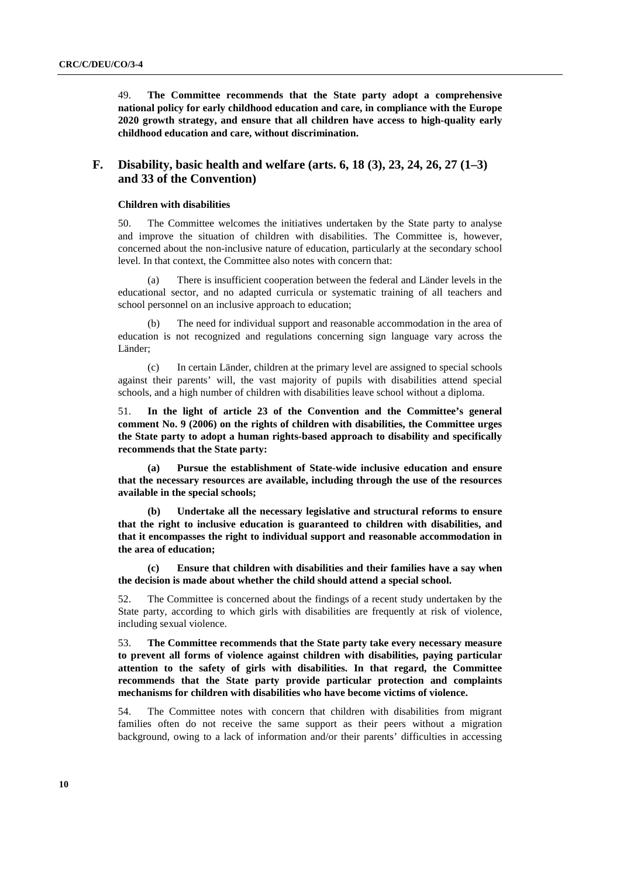49. **The Committee recommends that the State party adopt a comprehensive national policy for early childhood education and care, in compliance with the Europe 2020 growth strategy, and ensure that all children have access to high-quality early childhood education and care, without discrimination.**

## F. Disability, basic health and welfare (arts. 6, 18 (3), 23, 24, 26, 27 (1–3) and 33 of the Convention)

### Children with disabilities

50. The Committee welcomes the initiatives undertaken by the State party to analyse and improve the situation of children with disabilities. The Committee is, however, concerned about the non-inclusive nature of education, particularly at the secondary school level. In that context, the Committee also notes with concern that:

(a) There is insufficient cooperation between the federal and Länder levels in the educational sector, and no adapted curricula or systematic training of all teachers and school personnel on an inclusive approach to education;

(b) The need for individual support and reasonable accommodation in the area of education is not recognized and regulations concerning sign language vary across the Länder;

(c) In certain Länder, children at the primary level are assigned to special schools against their parents' will, the vast majority of pupils with disabilities attend special schools, and a high number of children with disabilities leave school without a diploma.

51. **In the light of article 23 of the Convention and the Committee's general comment No. 9 (2006) on the rights of children with disabilities, the Committee urges the State party to adopt a human rights-based approach to disability and specifically recommends that the State party:**

**(a) Pursue the establishment of State-wide inclusive education and ensure that the necessary resources are available, including through the use of the resources available in the special schools;**

**(b) Undertake all the necessary legislative and structural reforms to ensure that the right to inclusive education is guaranteed to children with disabilities, and that it encompasses the right to individual support and reasonable accommodation in the area of education;**

**(c) Ensure that children with disabilities and their families have a say when the decision is made about whether the child should attend a special school.**

52. The Committee is concerned about the findings of a recent study undertaken by the State party, according to which girls with disabilities are frequently at risk of violence, including sexual violence.

53. **The Committee recommends that the State party take every necessary measure to prevent all forms of violence against children with disabilities, paying particular attention to the safety of girls with disabilities. In that regard, the Committee recommends that the State party provide particular protection and complaints mechanisms for children with disabilities who have become victims of violence.**

54. The Committee notes with concern that children with disabilities from migrant families often do not receive the same support as their peers without a migration background, owing to a lack of information and/or their parents' difficulties in accessing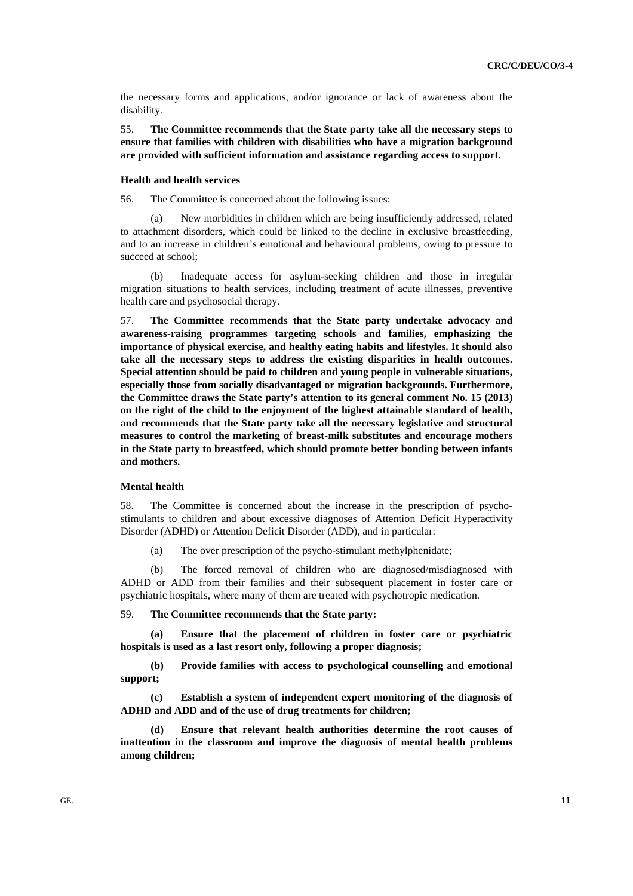the necessary forms and applications, and/or ignorance or lack of awareness about the disability.

55. **The Committee recommends that the State party take all the necessary steps to ensure that families with children with disabilities who have a migration background are provided with sufficient information and assistance regarding access to support.**

#### Health and health services

56. The Committee is concerned about the following issues:

(a) New morbidities in children which are being insufficiently addressed, related to attachment disorders, which could be linked to the decline in exclusive breastfeeding, and to an increase in children's emotional and behavioural problems, owing to pressure to succeed at school;

(b) Inadequate access for asylum-seeking children and those in irregular migration situations to health services, including treatment of acute illnesses, preventive health care and psychosocial therapy.

57. **The Committee recommends that the State party undertake advocacy and awareness-raising programmes targeting schools and families, emphasizing the importance of physical exercise, and healthy eating habits and lifestyles. It should also take all the necessary steps to address the existing disparities in health outcomes. Special attention should be paid to children and young people in vulnerable situations, especially those from socially disadvantaged or migration backgrounds. Furthermore, the Committee draws the State party's attention to its general comment No. 15 (2013) on the right of the child to the enjoyment of the highest attainable standard of health, and recommends that the State party take all the necessary legislative and structural measures to control the marketing of breast-milk substitutes and encourage mothers in the State party to breastfeed, which should promote better bonding between infants and mothers.**

#### Mental health

58. The Committee is concerned about the increase in the prescription of psycho-stimulants to children and about excessive diagnoses of Attention Deficit Hyperactivity Disorder (ADHD) or Attention Deficit Disorder (ADD), and in particular:

(a) The over prescription of the psycho-stimulant methylphenidate;

(b) The forced removal of children who are diagnosed/misdiagnosed with ADHD or ADD from their families and their subsequent placement in foster care or psychiatric hospitals, where many of them are treated with psychotropic medication.

59. **The Committee recommends that the State party:**

**(a) Ensure that the placement of children in foster care or psychiatric hospitals is used as a last resort only, following a proper diagnosis;**

**(b) Provide families with access to psychological counselling and emotional support;**

**(c) Establish a system of independent expert monitoring of the diagnosis of ADHD and ADD and of the use of drug treatments for children;**

**(d) Ensure that relevant health authorities determine the root causes of inattention in the classroom and improve the diagnosis of mental health problems among children;**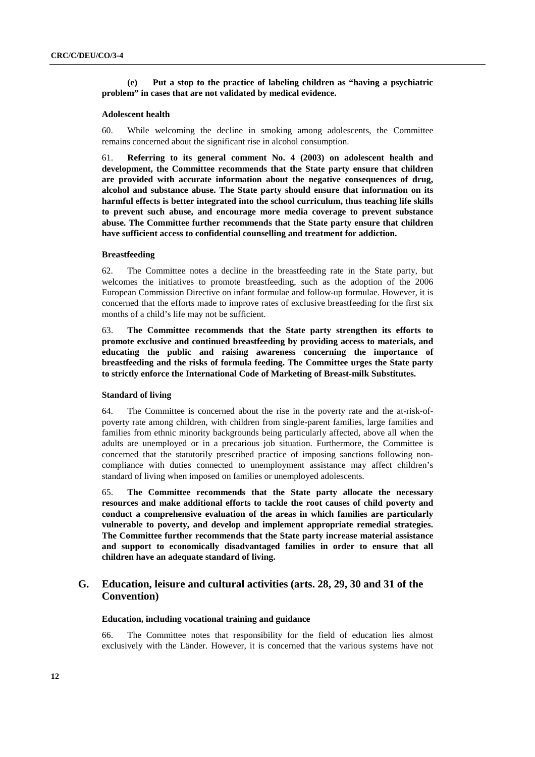**(e) Put a stop to the practice of labeling children as "having a psychiatric problem" in cases that are not validated by medical evidence.**

#### Adolescent health

60. While welcoming the decline in smoking among adolescents, the Committee remains concerned about the significant rise in alcohol consumption.

61. **Referring to its general comment No. 4 (2003) on adolescent health and development, the Committee recommends that the State party ensure that children are provided with accurate information about the negative consequences of drug, alcohol and substance abuse. The State party should ensure that information on its harmful effects is better integrated into the school curriculum, thus teaching life skills to prevent such abuse, and encourage more media coverage to prevent substance abuse. The Committee further recommends that the State party ensure that children have sufficient access to confidential counselling and treatment for addiction.**

#### Breastfeeding

62. The Committee notes a decline in the breastfeeding rate in the State party, but welcomes the initiatives to promote breastfeeding, such as the adoption of the 2006 European Commission Directive on infant formulae and follow-up formulae. However, it is concerned that the efforts made to improve rates of exclusive breastfeeding for the first six months of a child's life may not be sufficient.

63. **The Committee recommends that the State party strengthen its efforts to promote exclusive and continued breastfeeding by providing access to materials, and educating the public and raising awareness concerning the importance of breastfeeding and the risks of formula feeding. The Committee urges the State party to strictly enforce the International Code of Marketing of Breast-milk Substitutes.**

#### Standard of living

64. The Committee is concerned about the rise in the poverty rate and the at-risk-of-poverty rate among children, with children from single-parent families, large families and families from ethnic minority backgrounds being particularly affected, above all when the adults are unemployed or in a precarious job situation. Furthermore, the Committee is concerned that the statutorily prescribed practice of imposing sanctions following non-compliance with duties connected to unemployment assistance may affect children's standard of living when imposed on families or unemployed adolescents.

65. **The Committee recommends that the State party allocate the necessary resources and make additional efforts to tackle the root causes of child poverty and conduct a comprehensive evaluation of the areas in which families are particularly vulnerable to poverty, and develop and implement appropriate remedial strategies. The Committee further recommends that the State party increase material assistance and support to economically disadvantaged families in order to ensure that all children have an adequate standard of living.**

## G. Education, leisure and cultural activities (arts. 28, 29, 30 and 31 of the Convention)

#### Education, including vocational training and guidance

66. The Committee notes that responsibility for the field of education lies almost exclusively with the Länder. However, it is concerned that the various systems have not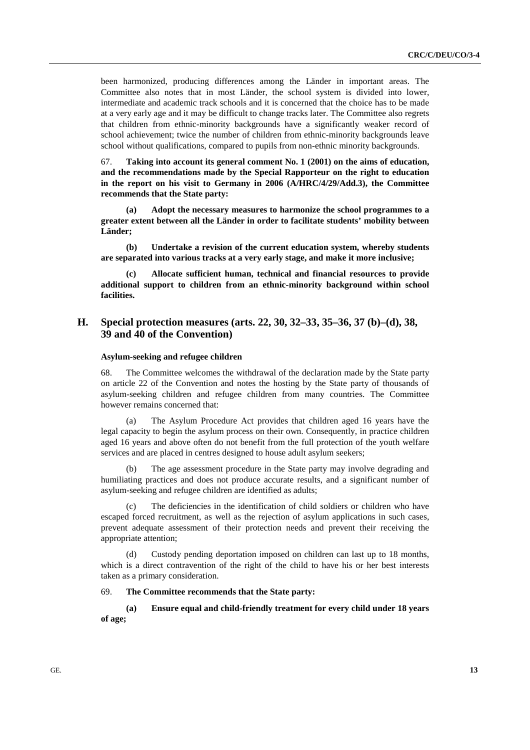been harmonized, producing differences among the Länder in important areas. The Committee also notes that in most Länder, the school system is divided into lower, intermediate and academic track schools and it is concerned that the choice has to be made at a very early age and it may be difficult to change tracks later. The Committee also regrets that children from ethnic-minority backgrounds have a significantly weaker record of school achievement; twice the number of children from ethnic-minority backgrounds leave school without qualifications, compared to pupils from non-ethnic minority backgrounds.

67. **Taking into account its general comment No. 1 (2001) on the aims of education, and the recommendations made by the Special Rapporteur on the right to education in the report on his visit to Germany in 2006 (A/HRC/4/29/Add.3), the Committee recommends that the State party:**

**(a) Adopt the necessary measures to harmonize the school programmes to a greater extent between all the Länder in order to facilitate students' mobility between Länder;**

**(b) Undertake a revision of the current education system, whereby students are separated into various tracks at a very early stage, and make it more inclusive;**

**(c) Allocate sufficient human, technical and financial resources to provide additional support to children from an ethnic-minority background within school facilities.**

## H. Special protection measures (arts. 22, 30, 32–33, 35–36, 37 (b)–(d), 38, 39 and 40 of the Convention)

### Asylum-seeking and refugee children

68. The Committee welcomes the withdrawal of the declaration made by the State party on article 22 of the Convention and notes the hosting by the State party of thousands of asylum-seeking children and refugee children from many countries. The Committee however remains concerned that:

(a) The Asylum Procedure Act provides that children aged 16 years have the legal capacity to begin the asylum process on their own. Consequently, in practice children aged 16 years and above often do not benefit from the full protection of the youth welfare services and are placed in centres designed to house adult asylum seekers;

(b) The age assessment procedure in the State party may involve degrading and humiliating practices and does not produce accurate results, and a significant number of asylum-seeking and refugee children are identified as adults;

(c) The deficiencies in the identification of child soldiers or children who have escaped forced recruitment, as well as the rejection of asylum applications in such cases, prevent adequate assessment of their protection needs and prevent their receiving the appropriate attention;

(d) Custody pending deportation imposed on children can last up to 18 months, which is a direct contravention of the right of the child to have his or her best interests taken as a primary consideration.

69. **The Committee recommends that the State party:**

**(a) Ensure equal and child-friendly treatment for every child under 18 years of age;**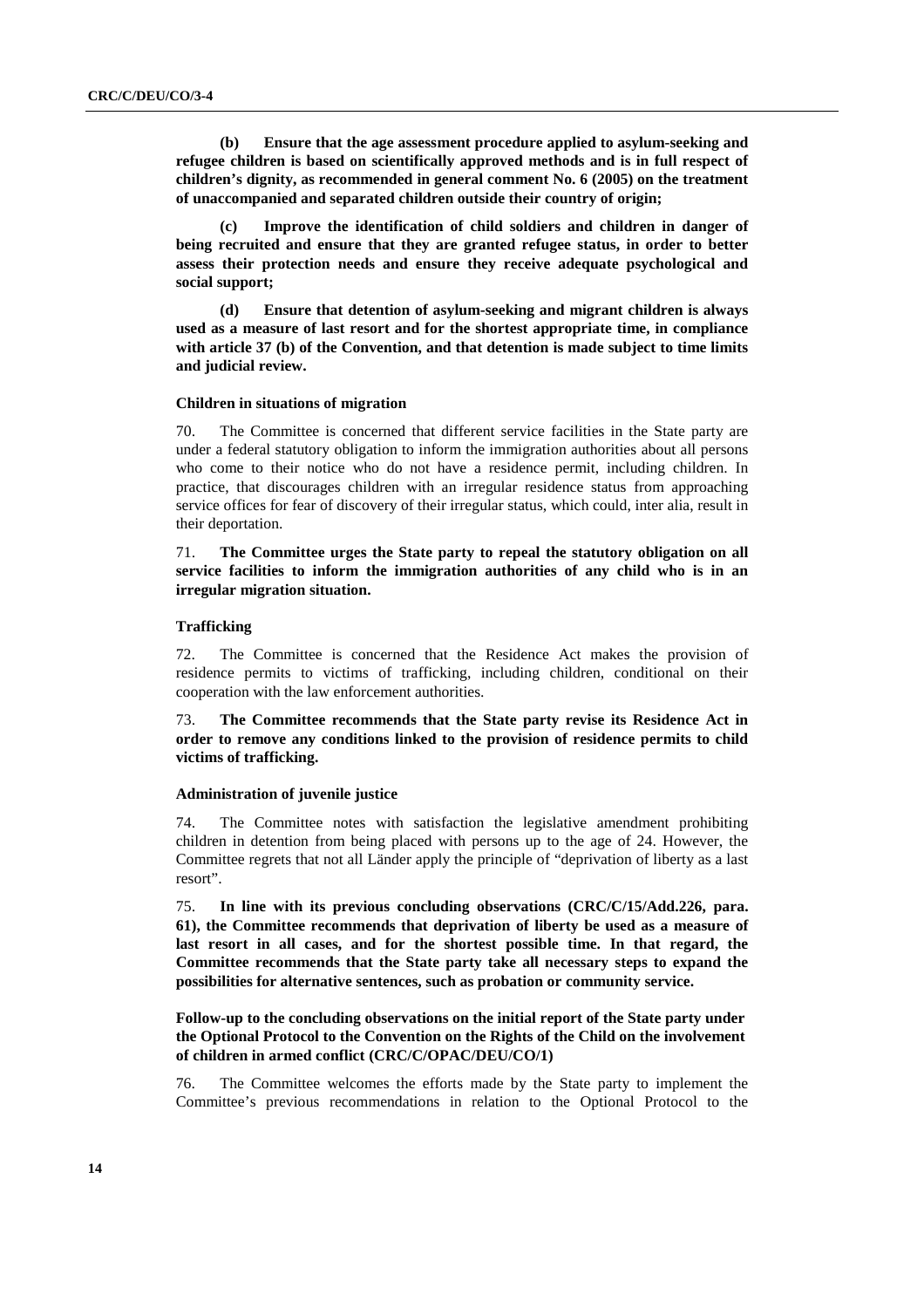**(b) Ensure that the age assessment procedure applied to asylum-seeking and refugee children is based on scientifically approved methods and is in full respect of children's dignity, as recommended in general comment No. 6 (2005) on the treatment of unaccompanied and separated children outside their country of origin;**

**(c) Improve the identification of child soldiers and children in danger of being recruited and ensure that they are granted refugee status, in order to better assess their protection needs and ensure they receive adequate psychological and social support;**

**(d) Ensure that detention of asylum-seeking and migrant children is always used as a measure of last resort and for the shortest appropriate time, in compliance with article 37 (b) of the Convention, and that detention is made subject to time limits and judicial review.**

#### Children in situations of migration

70. The Committee is concerned that different service facilities in the State party are under a federal statutory obligation to inform the immigration authorities about all persons who come to their notice who do not have a residence permit, including children. In practice, that discourages children with an irregular residence status from approaching service offices for fear of discovery of their irregular status, which could, inter alia, result in their deportation.

71. **The Committee urges the State party to repeal the statutory obligation on all service facilities to inform the immigration authorities of any child who is in an irregular migration situation.**

#### Trafficking

72. The Committee is concerned that the Residence Act makes the provision of residence permits to victims of trafficking, including children, conditional on their cooperation with the law enforcement authorities.

73. **The Committee recommends that the State party revise its Residence Act in order to remove any conditions linked to the provision of residence permits to child victims of trafficking.**

#### Administration of juvenile justice

74. The Committee notes with satisfaction the legislative amendment prohibiting children in detention from being placed with persons up to the age of 24. However, the Committee regrets that not all Länder apply the principle of "deprivation of liberty as a last resort".

75. **In line with its previous concluding observations (CRC/C/15/Add.226, para. 61), the Committee recommends that deprivation of liberty be used as a measure of last resort in all cases, and for the shortest possible time. In that regard, the Committee recommends that the State party take all necessary steps to expand the possibilities for alternative sentences, such as probation or community service.**

### Follow-up to the concluding observations on the initial report of the State party under the Optional Protocol to the Convention on the Rights of the Child on the involvement of children in armed conflict (CRC/C/OPAC/DEU/CO/1)

76. The Committee welcomes the efforts made by the State party to implement the Committee's previous recommendations in relation to the Optional Protocol to the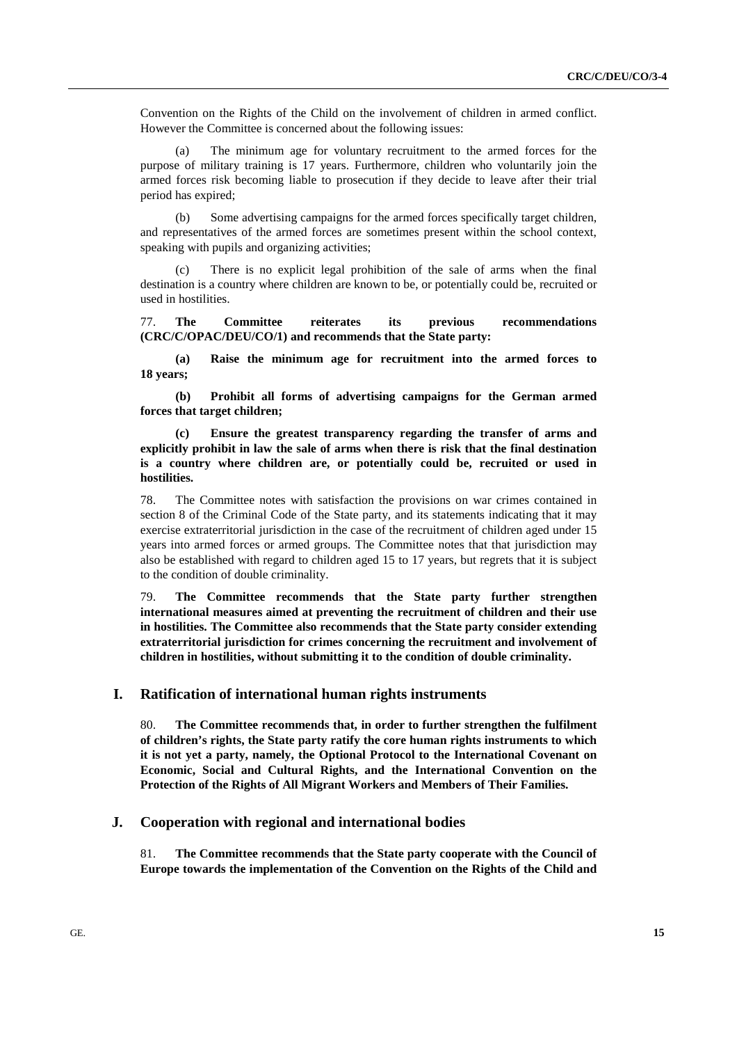Convention on the Rights of the Child on the involvement of children in armed conflict. However the Committee is concerned about the following issues:

(a) The minimum age for voluntary recruitment to the armed forces for the purpose of military training is 17 years. Furthermore, children who voluntarily join the armed forces risk becoming liable to prosecution if they decide to leave after their trial period has expired;

(b) Some advertising campaigns for the armed forces specifically target children, and representatives of the armed forces are sometimes present within the school context, speaking with pupils and organizing activities;

(c) There is no explicit legal prohibition of the sale of arms when the final destination is a country where children are known to be, or potentially could be, recruited or used in hostilities.

77. **The Committee reiterates its previous recommendations (CRC/C/OPAC/DEU/CO/1) and recommends that the State party:**

**(a) Raise the minimum age for recruitment into the armed forces to 18 years;**

**(b) Prohibit all forms of advertising campaigns for the German armed forces that target children;**

**(c) Ensure the greatest transparency regarding the transfer of arms and explicitly prohibit in law the sale of arms when there is risk that the final destination is a country where children are, or potentially could be, recruited or used in hostilities.**

78. The Committee notes with satisfaction the provisions on war crimes contained in section 8 of the Criminal Code of the State party, and its statements indicating that it may exercise extraterritorial jurisdiction in the case of the recruitment of children aged under 15 years into armed forces or armed groups. The Committee notes that that jurisdiction may also be established with regard to children aged 15 to 17 years, but regrets that it is subject to the condition of double criminality.

79. **The Committee recommends that the State party further strengthen international measures aimed at preventing the recruitment of children and their use in hostilities. The Committee also recommends that the State party consider extending extraterritorial jurisdiction for crimes concerning the recruitment and involvement of children in hostilities, without submitting it to the condition of double criminality.**

## I. Ratification of international human rights instruments

80. **The Committee recommends that, in order to further strengthen the fulfilment of children's rights, the State party ratify the core human rights instruments to which it is not yet a party, namely, the Optional Protocol to the International Covenant on Economic, Social and Cultural Rights, and the International Convention on the Protection of the Rights of All Migrant Workers and Members of Their Families.**

## J. Cooperation with regional and international bodies

81. **The Committee recommends that the State party cooperate with the Council of Europe towards the implementation of the Convention on the Rights of the Child and**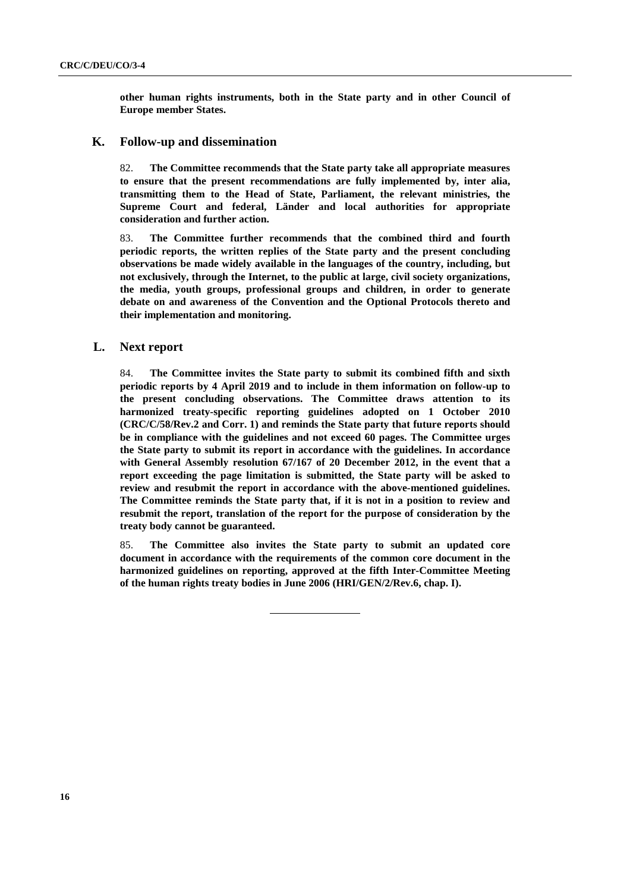**other human rights instruments, both in the State party and in other Council of Europe member States.**

## K. Follow-up and dissemination

82. **The Committee recommends that the State party take all appropriate measures to ensure that the present recommendations are fully implemented by, inter alia, transmitting them to the Head of State, Parliament, the relevant ministries, the Supreme Court and federal, Länder and local authorities for appropriate consideration and further action.**

83. **The Committee further recommends that the combined third and fourth periodic reports, the written replies of the State party and the present concluding observations be made widely available in the languages of the country, including, but not exclusively, through the Internet, to the public at large, civil society organizations, the media, youth groups, professional groups and children, in order to generate debate on and awareness of the Convention and the Optional Protocols thereto and their implementation and monitoring.**

## L. Next report

84. **The Committee invites the State party to submit its combined fifth and sixth periodic reports by 4 April 2019 and to include in them information on follow-up to the present concluding observations. The Committee draws attention to its harmonized treaty-specific reporting guidelines adopted on 1 October 2010 (CRC/C/58/Rev.2 and Corr. 1) and reminds the State party that future reports should be in compliance with the guidelines and not exceed 60 pages. The Committee urges the State party to submit its report in accordance with the guidelines. In accordance with General Assembly resolution 67/167 of 20 December 2012, in the event that a report exceeding the page limitation is submitted, the State party will be asked to review and resubmit the report in accordance with the above-mentioned guidelines. The Committee reminds the State party that, if it is not in a position to review and resubmit the report, translation of the report for the purpose of consideration by the treaty body cannot be guaranteed.**

85. **The Committee also invites the State party to submit an updated core document in accordance with the requirements of the common core document in the harmonized guidelines on reporting, approved at the fifth Inter-Committee Meeting of the human rights treaty bodies in June 2006 (HRI/GEN/2/Rev.6, chap. I).**